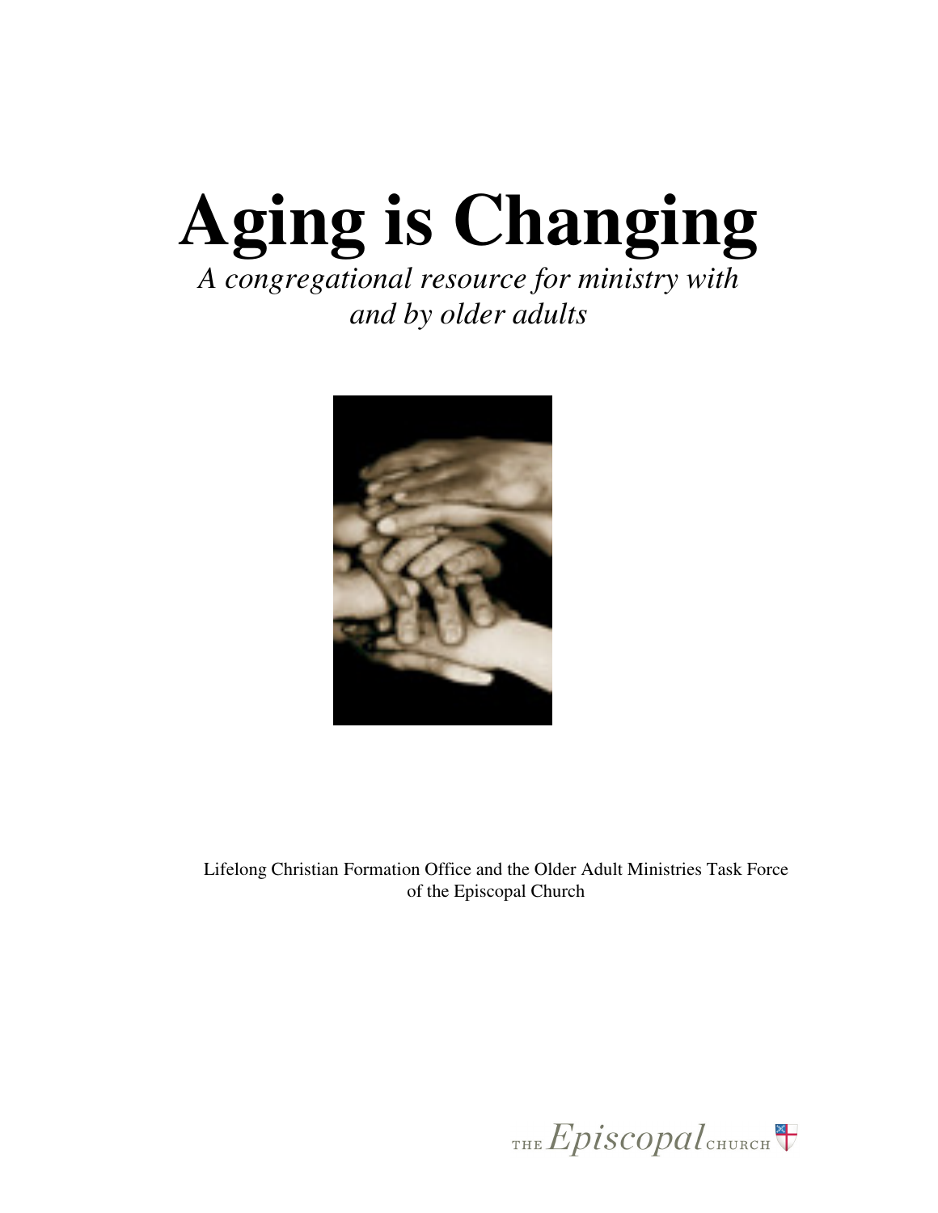# Aging is Changing

*A congregational resource for ministry with and by older adults*

Lifelong Christian Formation Office and the Older Adult Ministries Task Force of the Episcopal Church

THE *Episcopal* CHURCH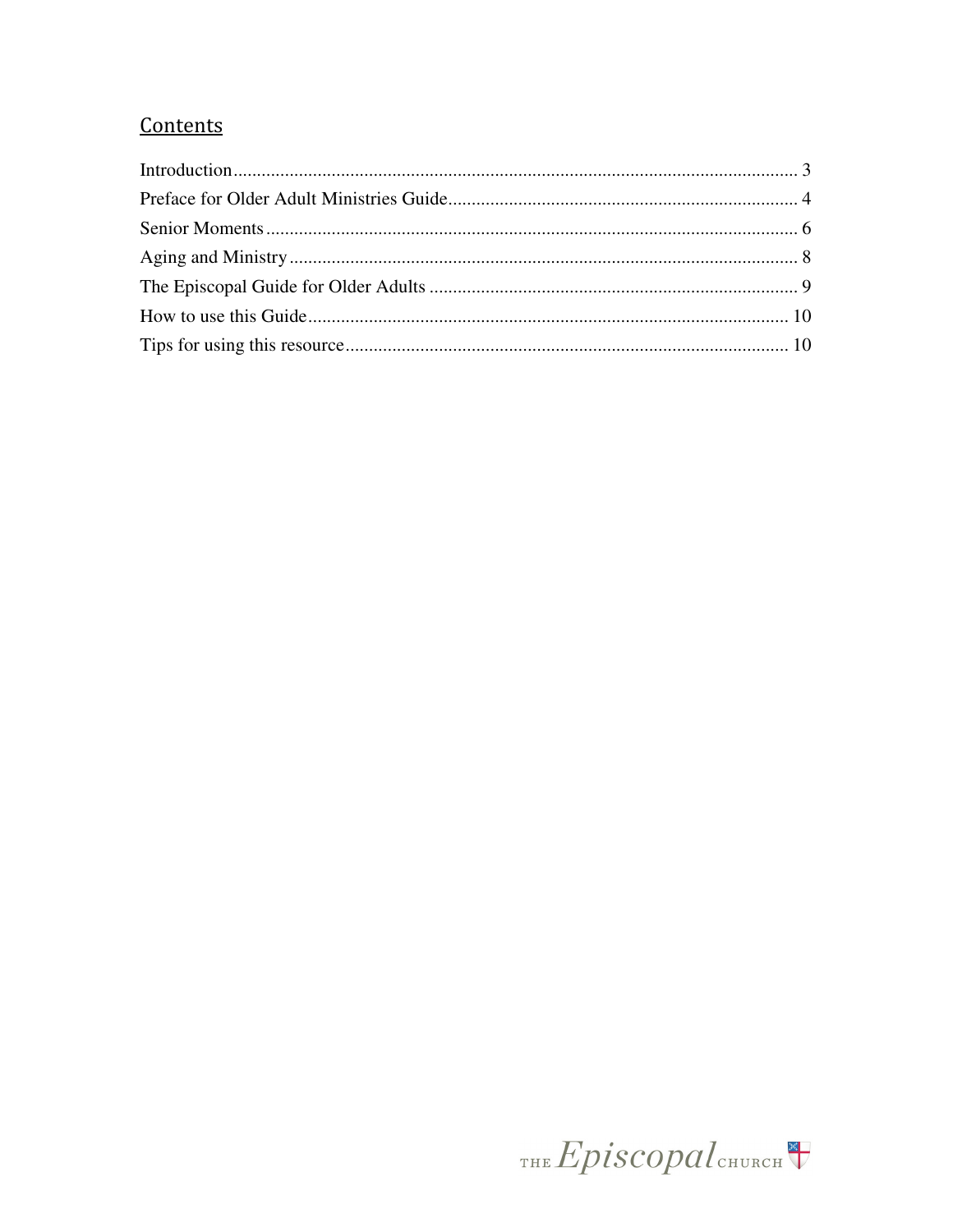## Contents

Introduction........................................................................................................................ 3
Preface for Older Adult Ministries Guide.......................................................................... 4
Senior Moments.................................................................................................................. 6
Aging and Ministry............................................................................................................. 8
The Episcopal Guide for Older Adults .............................................................................. 9
How to use this Guide....................................................................................................... 10
Tips for using this resource.............................................................................................. 10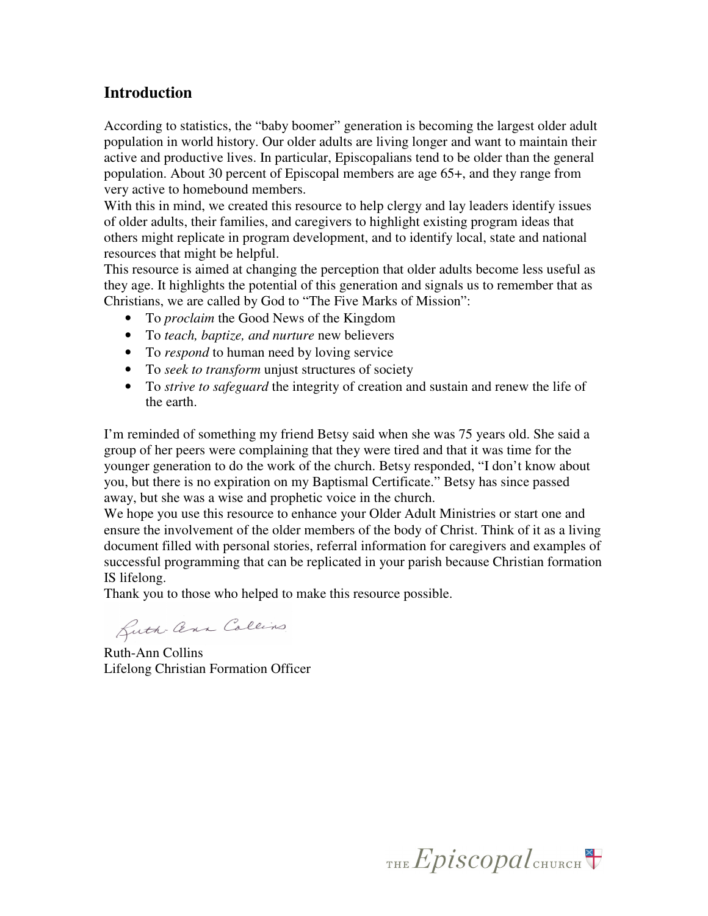## Introduction

According to statistics, the "baby boomer" generation is becoming the largest older adult population in world history. Our older adults are living longer and want to maintain their active and productive lives. In particular, Episcopalians tend to be older than the general population. About 30 percent of Episcopal members are age 65+, and they range from very active to homebound members.

With this in mind, we created this resource to help clergy and lay leaders identify issues of older adults, their families, and caregivers to highlight existing program ideas that others might replicate in program development, and to identify local, state and national resources that might be helpful.

This resource is aimed at changing the perception that older adults become less useful as they age. It highlights the potential of this generation and signals us to remember that as Christians, we are called by God to "The Five Marks of Mission":

- To *proclaim* the Good News of the Kingdom
- To *teach, baptize, and nurture* new believers
- To *respond* to human need by loving service
- To *seek to transform* unjust structures of society
- To *strive to safeguard* the integrity of creation and sustain and renew the life of the earth.

I'm reminded of something my friend Betsy said when she was 75 years old. She said a group of her peers were complaining that they were tired and that it was time for the younger generation to do the work of the church. Betsy responded, "I don't know about you, but there is no expiration on my Baptismal Certificate." Betsy has since passed away, but she was a wise and prophetic voice in the church.

We hope you use this resource to enhance your Older Adult Ministries or start one and ensure the involvement of the older members of the body of Christ. Think of it as a living document filled with personal stories, referral information for caregivers and examples of successful programming that can be replicated in your parish because Christian formation IS lifelong.

Thank you to those who helped to make this resource possible.

Ruth-Ann Collins

Ruth-Ann Collins
Lifelong Christian Formation Officer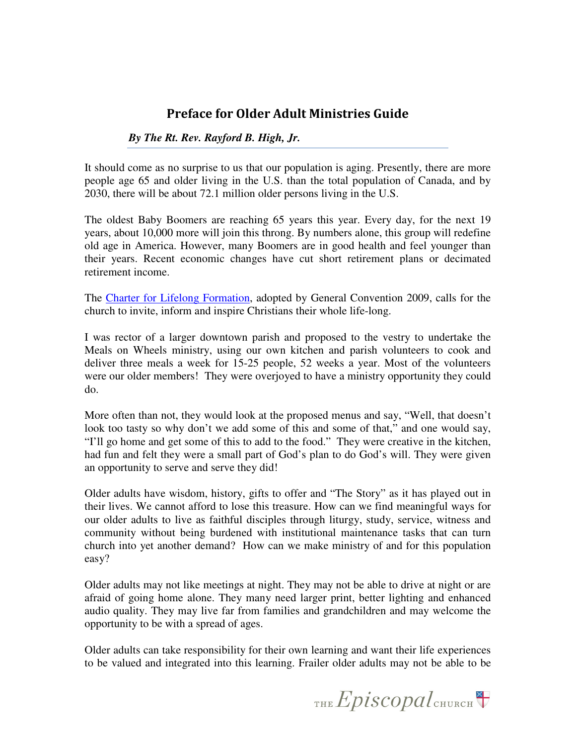# Preface for Older Adult Ministries Guide

***By The Rt. Rev. Rayford B. High, Jr.***

It should come as no surprise to us that our population is aging. Presently, there are more people age 65 and older living in the U.S. than the total population of Canada, and by 2030, there will be about 72.1 million older persons living in the U.S.

The oldest Baby Boomers are reaching 65 years this year. Every day, for the next 19 years, about 10,000 more will join this throng. By numbers alone, this group will redefine old age in America. However, many Boomers are in good health and feel younger than their years. Recent economic changes have cut short retirement plans or decimated retirement income.

The Charter for Lifelong Formation, adopted by General Convention 2009, calls for the church to invite, inform and inspire Christians their whole life-long.

I was rector of a larger downtown parish and proposed to the vestry to undertake the Meals on Wheels ministry, using our own kitchen and parish volunteers to cook and deliver three meals a week for 15-25 people, 52 weeks a year. Most of the volunteers were our older members! They were overjoyed to have a ministry opportunity they could do.

More often than not, they would look at the proposed menus and say, "Well, that doesn't look too tasty so why don't we add some of this and some of that," and one would say, "I'll go home and get some of this to add to the food." They were creative in the kitchen, had fun and felt they were a small part of God's plan to do God's will. They were given an opportunity to serve and serve they did!

Older adults have wisdom, history, gifts to offer and "The Story" as it has played out in their lives. We cannot afford to lose this treasure. How can we find meaningful ways for our older adults to live as faithful disciples through liturgy, study, service, witness and community without being burdened with institutional maintenance tasks that can turn church into yet another demand? How can we make ministry of and for this population easy?

Older adults may not like meetings at night. They may not be able to drive at night or are afraid of going home alone. They many need larger print, better lighting and enhanced audio quality. They may live far from families and grandchildren and may welcome the opportunity to be with a spread of ages.

Older adults can take responsibility for their own learning and want their life experiences to be valued and integrated into this learning. Frailer older adults may not be able to be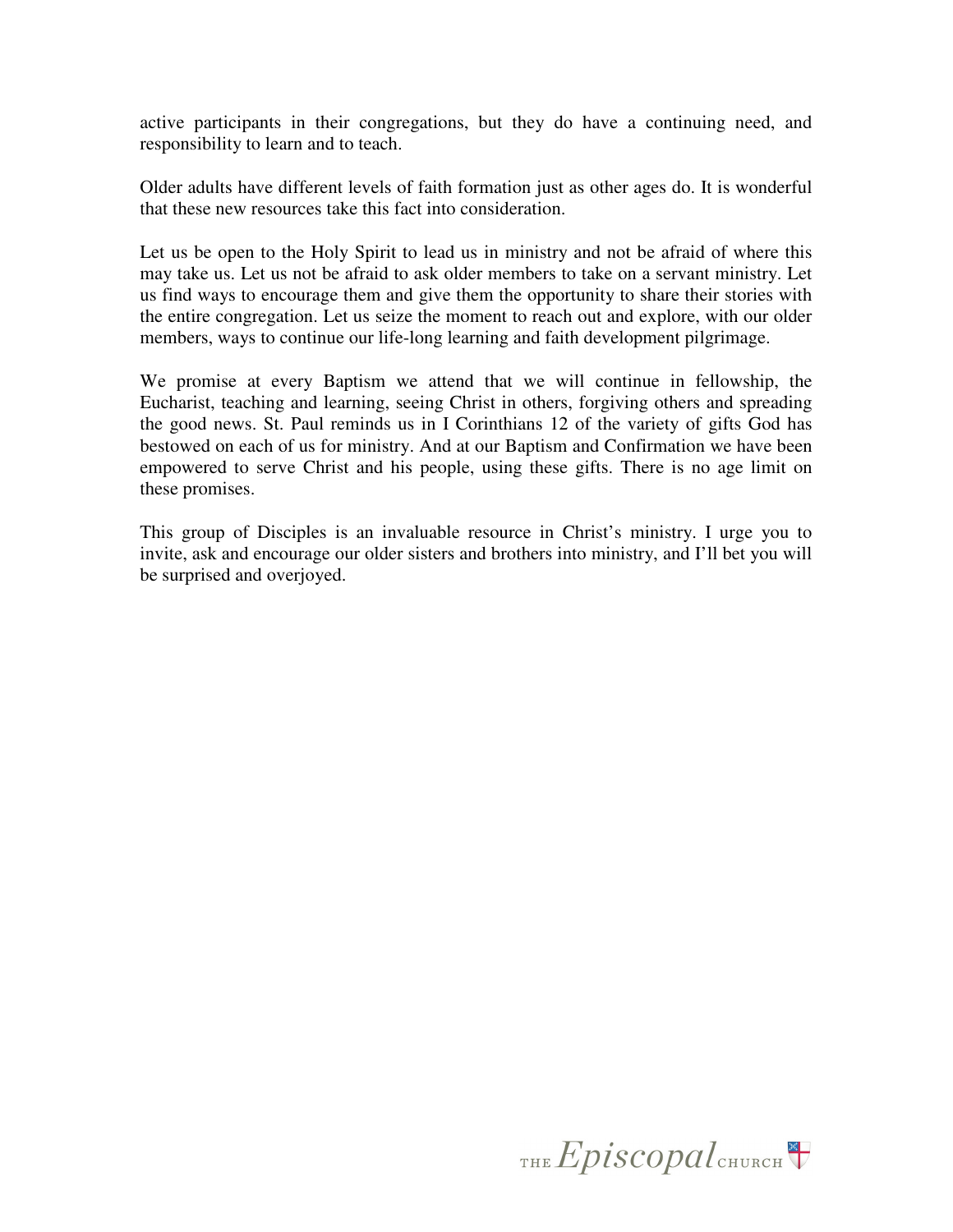active participants in their congregations, but they do have a continuing need, and responsibility to learn and to teach.

Older adults have different levels of faith formation just as other ages do. It is wonderful that these new resources take this fact into consideration.

Let us be open to the Holy Spirit to lead us in ministry and not be afraid of where this may take us. Let us not be afraid to ask older members to take on a servant ministry. Let us find ways to encourage them and give them the opportunity to share their stories with the entire congregation. Let us seize the moment to reach out and explore, with our older members, ways to continue our life-long learning and faith development pilgrimage.

We promise at every Baptism we attend that we will continue in fellowship, the Eucharist, teaching and learning, seeing Christ in others, forgiving others and spreading the good news. St. Paul reminds us in I Corinthians 12 of the variety of gifts God has bestowed on each of us for ministry. And at our Baptism and Confirmation we have been empowered to serve Christ and his people, using these gifts. There is no age limit on these promises.

This group of Disciples is an invaluable resource in Christ's ministry. I urge you to invite, ask and encourage our older sisters and brothers into ministry, and I'll bet you will be surprised and overjoyed.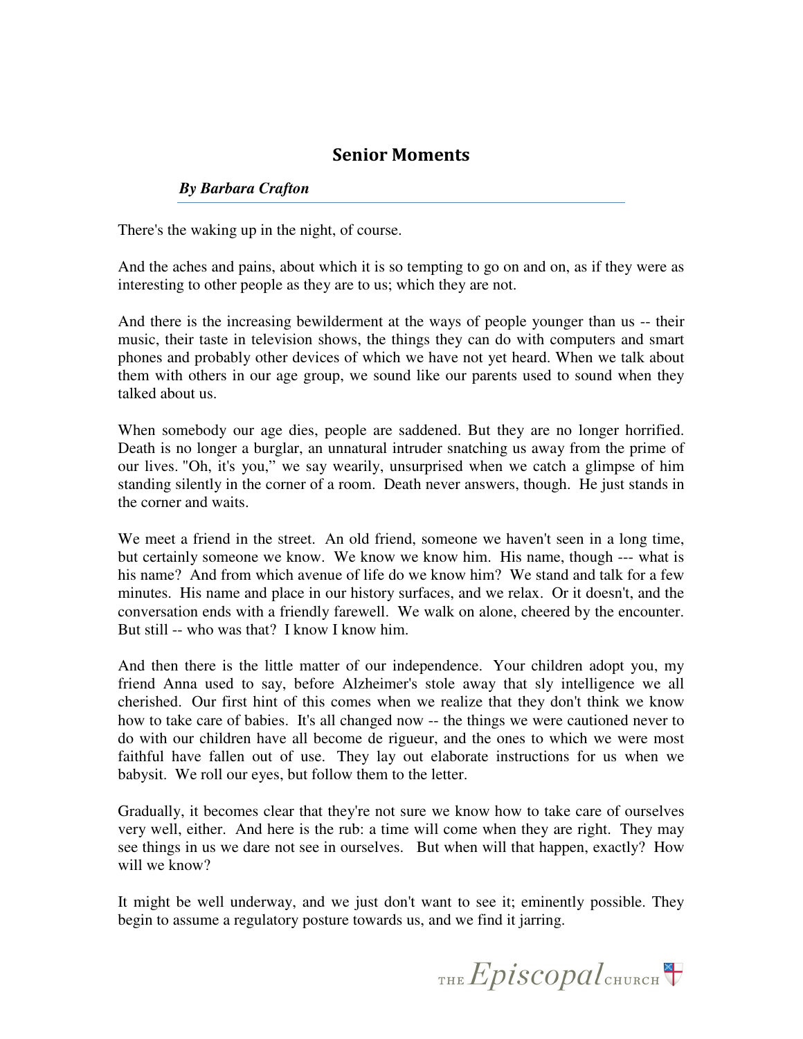## Senior Moments

***By Barbara Crafton***

There's the waking up in the night, of course.

And the aches and pains, about which it is so tempting to go on and on, as if they were as interesting to other people as they are to us; which they are not.

And there is the increasing bewilderment at the ways of people younger than us -- their music, their taste in television shows, the things they can do with computers and smart phones and probably other devices of which we have not yet heard. When we talk about them with others in our age group, we sound like our parents used to sound when they talked about us.

When somebody our age dies, people are saddened. But they are no longer horrified. Death is no longer a burglar, an unnatural intruder snatching us away from the prime of our lives. "Oh, it's you," we say wearily, unsurprised when we catch a glimpse of him standing silently in the corner of a room. Death never answers, though. He just stands in the corner and waits.

We meet a friend in the street. An old friend, someone we haven't seen in a long time, but certainly someone we know. We know we know him. His name, though --- what is his name? And from which avenue of life do we know him? We stand and talk for a few minutes. His name and place in our history surfaces, and we relax. Or it doesn't, and the conversation ends with a friendly farewell. We walk on alone, cheered by the encounter. But still -- who was that? I know I know him.

And then there is the little matter of our independence. Your children adopt you, my friend Anna used to say, before Alzheimer's stole away that sly intelligence we all cherished. Our first hint of this comes when we realize that they don't think we know how to take care of babies. It's all changed now -- the things we were cautioned never to do with our children have all become de rigueur, and the ones to which we were most faithful have fallen out of use. They lay out elaborate instructions for us when we babysit. We roll our eyes, but follow them to the letter.

Gradually, it becomes clear that they're not sure we know how to take care of ourselves very well, either. And here is the rub: a time will come when they are right. They may see things in us we dare not see in ourselves. But when will that happen, exactly? How will we know?

It might be well underway, and we just don't want to see it; eminently possible. They begin to assume a regulatory posture towards us, and we find it jarring.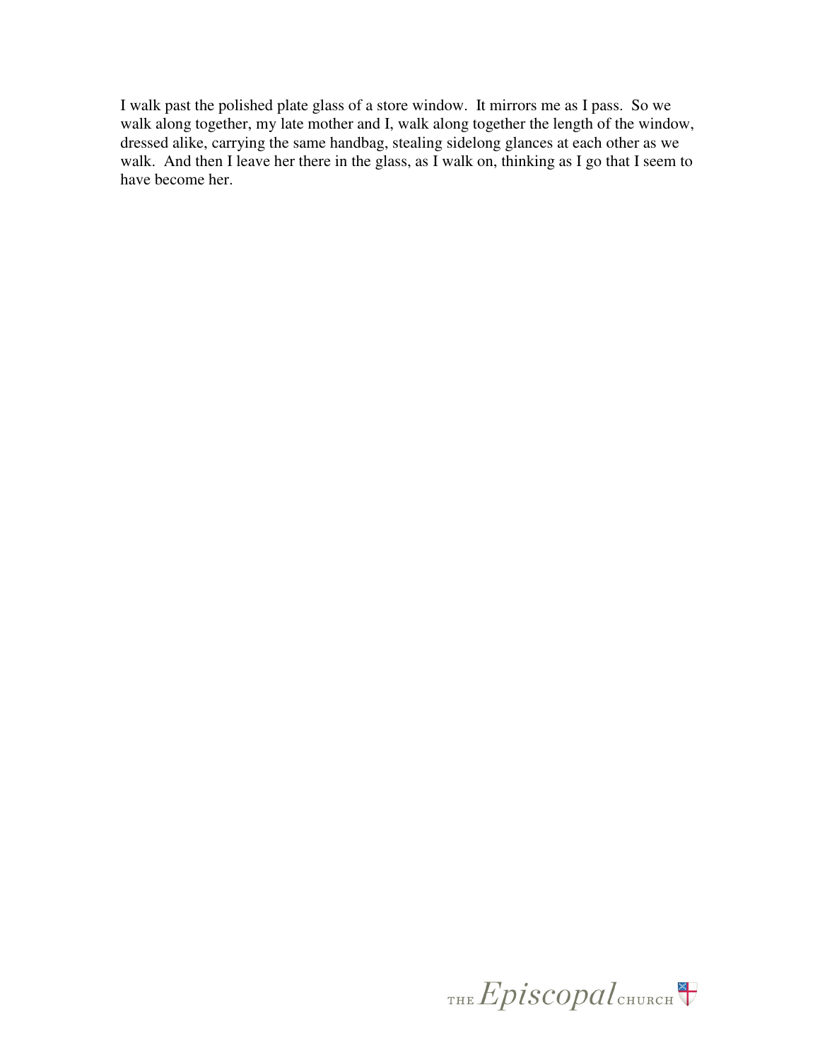I walk past the polished plate glass of a store window. It mirrors me as I pass. So we walk along together, my late mother and I, walk along together the length of the window, dressed alike, carrying the same handbag, stealing sidelong glances at each other as we walk. And then I leave her there in the glass, as I walk on, thinking as I go that I seem to have become her.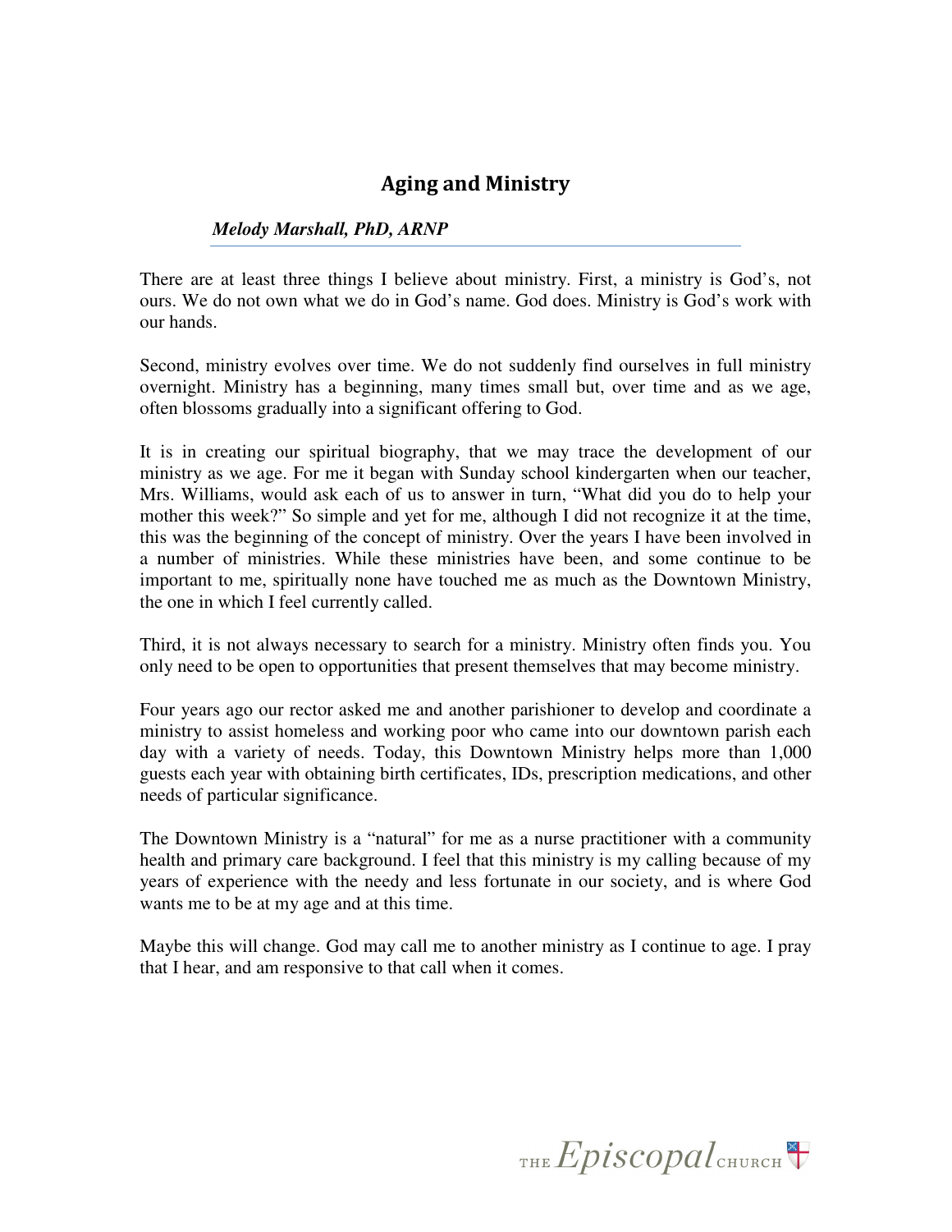## Aging and Ministry

***Melody Marshall, PhD, ARNP***

There are at least three things I believe about ministry. First, a ministry is God's, not ours. We do not own what we do in God's name. God does. Ministry is God's work with our hands.

Second, ministry evolves over time. We do not suddenly find ourselves in full ministry overnight. Ministry has a beginning, many times small but, over time and as we age, often blossoms gradually into a significant offering to God.

It is in creating our spiritual biography, that we may trace the development of our ministry as we age. For me it began with Sunday school kindergarten when our teacher, Mrs. Williams, would ask each of us to answer in turn, "What did you do to help your mother this week?" So simple and yet for me, although I did not recognize it at the time, this was the beginning of the concept of ministry. Over the years I have been involved in a number of ministries. While these ministries have been, and some continue to be important to me, spiritually none have touched me as much as the Downtown Ministry, the one in which I feel currently called.

Third, it is not always necessary to search for a ministry. Ministry often finds you. You only need to be open to opportunities that present themselves that may become ministry.

Four years ago our rector asked me and another parishioner to develop and coordinate a ministry to assist homeless and working poor who came into our downtown parish each day with a variety of needs. Today, this Downtown Ministry helps more than 1,000 guests each year with obtaining birth certificates, IDs, prescription medications, and other needs of particular significance.

The Downtown Ministry is a "natural" for me as a nurse practitioner with a community health and primary care background. I feel that this ministry is my calling because of my years of experience with the needy and less fortunate in our society, and is where God wants me to be at my age and at this time.

Maybe this will change. God may call me to another ministry as I continue to age. I pray that I hear, and am responsive to that call when it comes.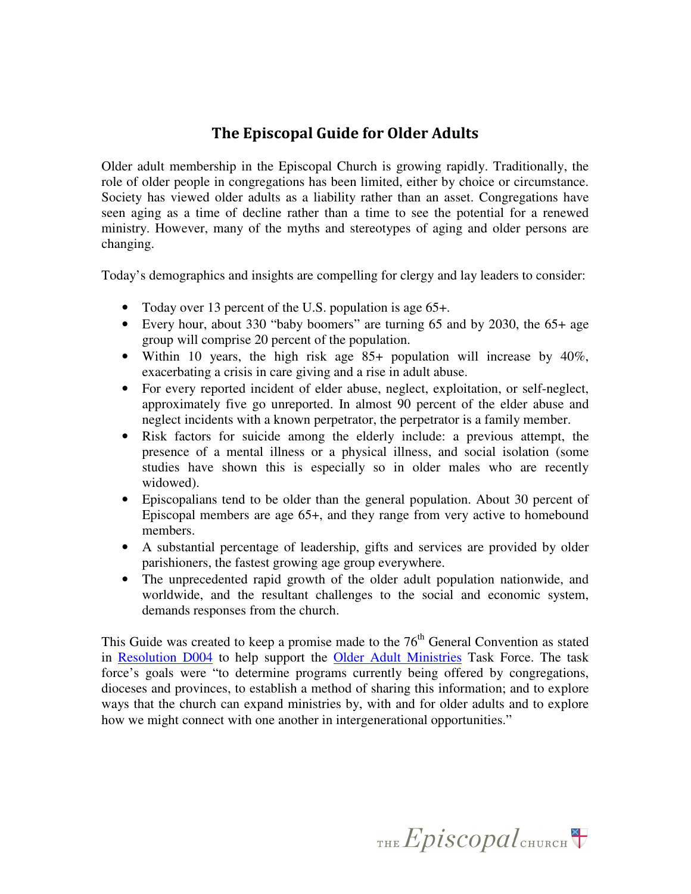# The Episcopal Guide for Older Adults

Older adult membership in the Episcopal Church is growing rapidly. Traditionally, the role of older people in congregations has been limited, either by choice or circumstance. Society has viewed older adults as a liability rather than an asset. Congregations have seen aging as a time of decline rather than a time to see the potential for a renewed ministry. However, many of the myths and stereotypes of aging and older persons are changing.

Today's demographics and insights are compelling for clergy and lay leaders to consider:

- Today over 13 percent of the U.S. population is age 65+.
- Every hour, about 330 "baby boomers" are turning 65 and by 2030, the 65+ age group will comprise 20 percent of the population.
- Within 10 years, the high risk age 85+ population will increase by 40%, exacerbating a crisis in care giving and a rise in adult abuse.
- For every reported incident of elder abuse, neglect, exploitation, or self-neglect, approximately five go unreported. In almost 90 percent of the elder abuse and neglect incidents with a known perpetrator, the perpetrator is a family member.
- Risk factors for suicide among the elderly include: a previous attempt, the presence of a mental illness or a physical illness, and social isolation (some studies have shown this is especially so in older males who are recently widowed).
- Episcopalians tend to be older than the general population. About 30 percent of Episcopal members are age 65+, and they range from very active to homebound members.
- A substantial percentage of leadership, gifts and services are provided by older parishioners, the fastest growing age group everywhere.
- The unprecedented rapid growth of the older adult population nationwide, and worldwide, and the resultant challenges to the social and economic system, demands responses from the church.

This Guide was created to keep a promise made to the 76th General Convention as stated in Resolution D004 to help support the Older Adult Ministries Task Force. The task force's goals were "to determine programs currently being offered by congregations, dioceses and provinces, to establish a method of sharing this information; and to explore ways that the church can expand ministries by, with and for older adults and to explore how we might connect with one another in intergenerational opportunities."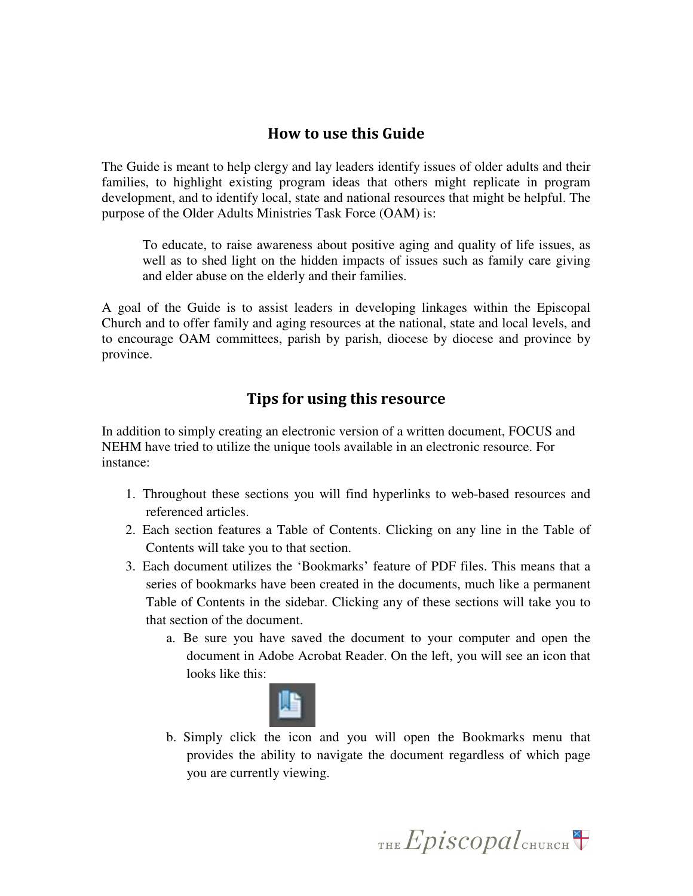## How to use this Guide

The Guide is meant to help clergy and lay leaders identify issues of older adults and their families, to highlight existing program ideas that others might replicate in program development, and to identify local, state and national resources that might be helpful. The purpose of the Older Adults Ministries Task Force (OAM) is:

> To educate, to raise awareness about positive aging and quality of life issues, as well as to shed light on the hidden impacts of issues such as family care giving and elder abuse on the elderly and their families.

A goal of the Guide is to assist leaders in developing linkages within the Episcopal Church and to offer family and aging resources at the national, state and local levels, and to encourage OAM committees, parish by parish, diocese by diocese and province by province.

## Tips for using this resource

In addition to simply creating an electronic version of a written document, FOCUS and NEHM have tried to utilize the unique tools available in an electronic resource. For instance:

1. Throughout these sections you will find hyperlinks to web-based resources and referenced articles.
2. Each section features a Table of Contents. Clicking on any line in the Table of Contents will take you to that section.
3. Each document utilizes the 'Bookmarks' feature of PDF files. This means that a series of bookmarks have been created in the documents, much like a permanent Table of Contents in the sidebar. Clicking any of these sections will take you to that section of the document.
   a. Be sure you have saved the document to your computer and open the document in Adobe Acrobat Reader. On the left, you will see an icon that looks like this:
   b. Simply click the icon and you will open the Bookmarks menu that provides the ability to navigate the document regardless of which page you are currently viewing.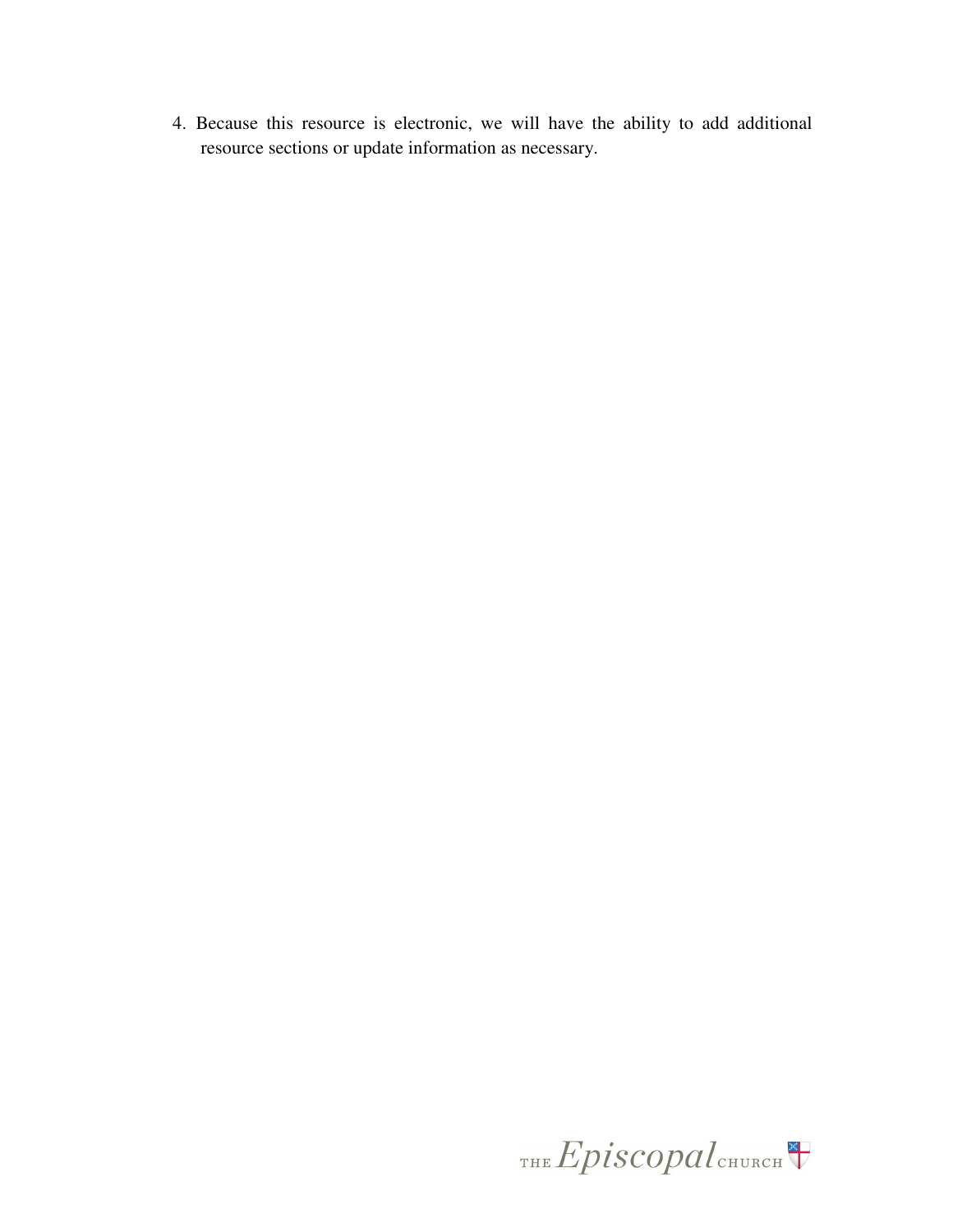4. Because this resource is electronic, we will have the ability to add additional resource sections or update information as necessary.